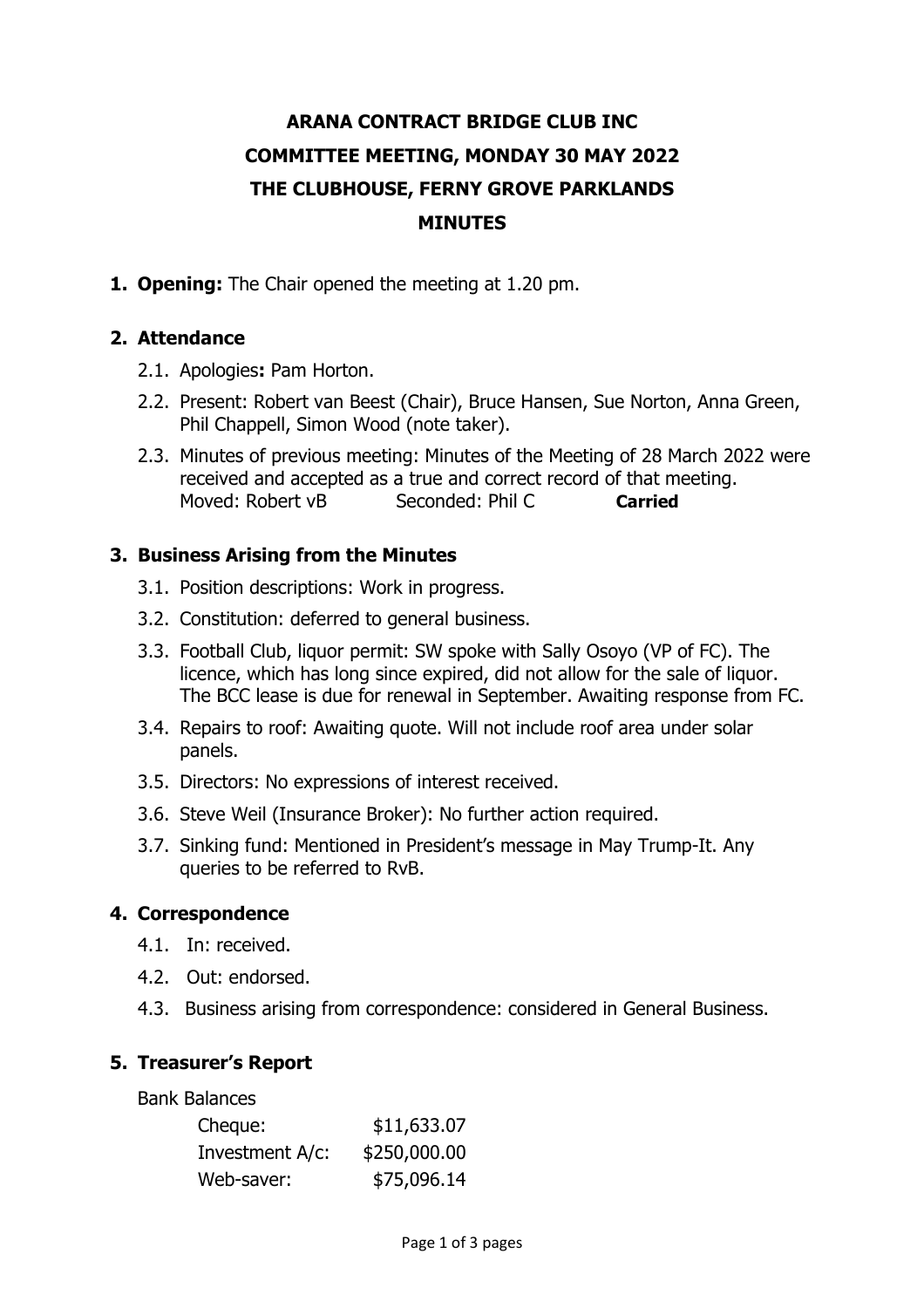# ARANA CONTRACT BRIDGE CLUB INC
# COMMITTEE MEETING, MONDAY 30 MAY 2022
# THE CLUBHOUSE, FERNY GROVE PARKLANDS
# MINUTES

1. **Opening:** The Chair opened the meeting at 1.20 pm.

2. **Attendance**
   - 2.1. Apologies**:** Pam Horton.
   - 2.2. Present: Robert van Beest (Chair), Bruce Hansen, Sue Norton, Anna Green, Phil Chappell, Simon Wood (note taker).
   - 2.3. Minutes of previous meeting: Minutes of the Meeting of 28 March 2022 were received and accepted as a true and correct record of that meeting.
     Moved: Robert vB Seconded: Phil C **Carried**

3. **Business Arising from the Minutes**
   - 3.1. Position descriptions: Work in progress.
   - 3.2. Constitution: deferred to general business.
   - 3.3. Football Club, liquor permit: SW spoke with Sally Osoyo (VP of FC). The licence, which has long since expired, did not allow for the sale of liquor. The BCC lease is due for renewal in September. Awaiting response from FC.
   - 3.4. Repairs to roof: Awaiting quote. Will not include roof area under solar panels.
   - 3.5. Directors: No expressions of interest received.
   - 3.6. Steve Weil (Insurance Broker): No further action required.
   - 3.7. Sinking fund: Mentioned in President's message in May Trump-It. Any queries to be referred to RvB.

4. **Correspondence**
   - 4.1. In: received.
   - 4.2. Out: endorsed.
   - 4.3. Business arising from correspondence: considered in General Business.

5. **Treasurer's Report**

   Bank Balances

   | | |
   |---|---|
   | Cheque: | $11,633.07 |
   | Investment A/c: | $250,000.00 |
   | Web-saver: | $75,096.14 |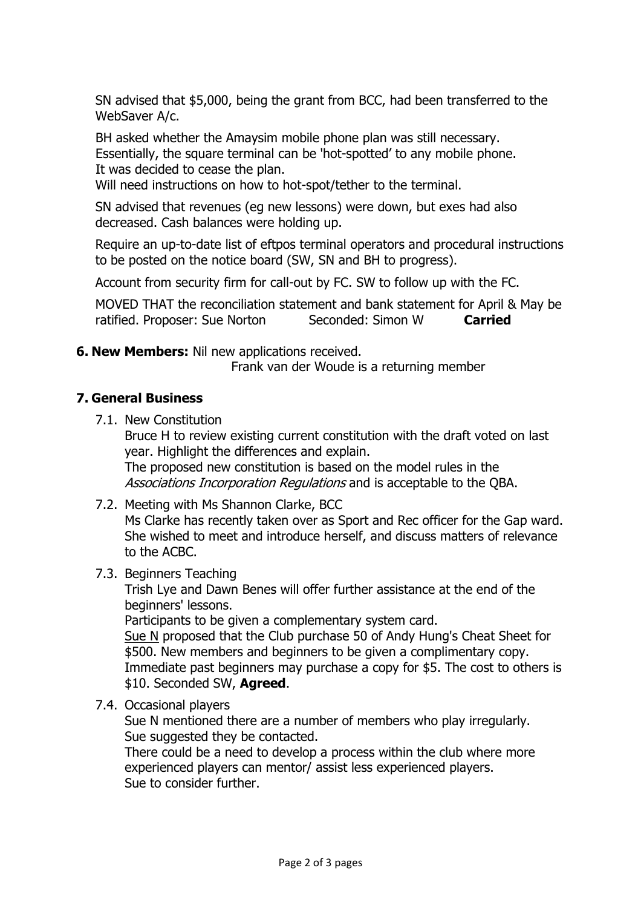SN advised that $5,000, being the grant from BCC, had been transferred to the WebSaver A/c.

BH asked whether the Amaysim mobile phone plan was still necessary.
Essentially, the square terminal can be 'hot-spotted' to any mobile phone.
It was decided to cease the plan.
Will need instructions on how to hot-spot/tether to the terminal.

SN advised that revenues (eg new lessons) were down, but exes had also decreased. Cash balances were holding up.

Require an up-to-date list of eftpos terminal operators and procedural instructions to be posted on the notice board (SW, SN and BH to progress).

Account from security firm for call-out by FC. SW to follow up with the FC.

MOVED THAT the reconciliation statement and bank statement for April & May be ratified. Proposer: Sue Norton Seconded: Simon W **Carried**

**6. New Members:** Nil new applications received.
Frank van der Woude is a returning member

## 7. General Business

7.1. New Constitution
Bruce H to review existing current constitution with the draft voted on last year. Highlight the differences and explain.
The proposed new constitution is based on the model rules in the *Associations Incorporation Regulations* and is acceptable to the QBA.

7.2. Meeting with Ms Shannon Clarke, BCC
Ms Clarke has recently taken over as Sport and Rec officer for the Gap ward. She wished to meet and introduce herself, and discuss matters of relevance to the ACBC.

7.3. Beginners Teaching
Trish Lye and Dawn Benes will offer further assistance at the end of the beginners' lessons.
Participants to be given a complementary system card.
<u>Sue N</u> proposed that the Club purchase 50 of Andy Hung's Cheat Sheet for $500. New members and beginners to be given a complimentary copy. Immediate past beginners may purchase a copy for $5. The cost to others is $10. Seconded SW, **Agreed**.

7.4. Occasional players
Sue N mentioned there are a number of members who play irregularly.
Sue suggested they be contacted.
There could be a need to develop a process within the club where more experienced players can mentor/ assist less experienced players.
Sue to consider further.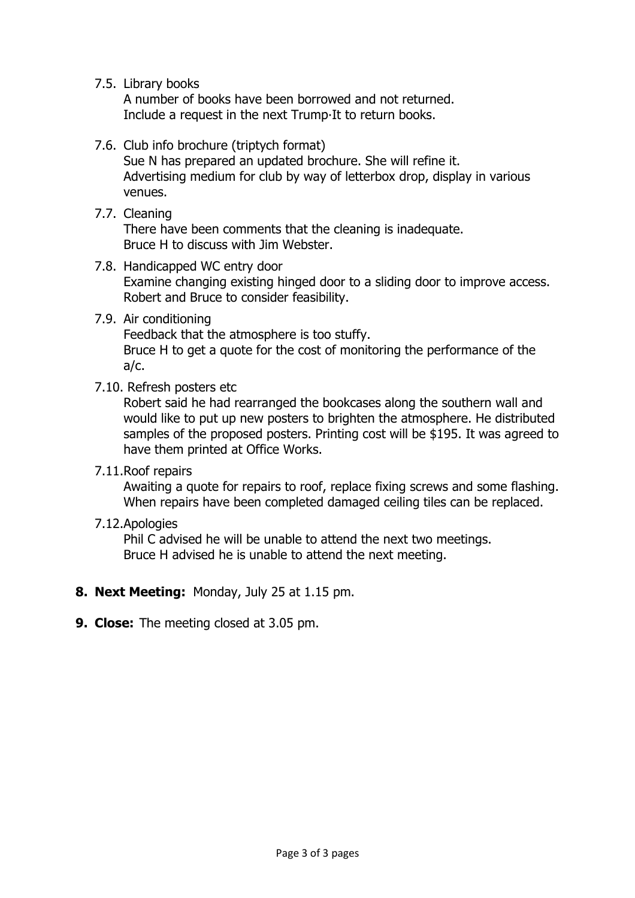7.5. Library books

A number of books have been borrowed and not returned.
Include a request in the next Trump·It to return books.

7.6. Club info brochure (triptych format)

Sue N has prepared an updated brochure. She will refine it.
Advertising medium for club by way of letterbox drop, display in various venues.

7.7. Cleaning

There have been comments that the cleaning is inadequate.
Bruce H to discuss with Jim Webster.

7.8. Handicapped WC entry door

Examine changing existing hinged door to a sliding door to improve access.
Robert and Bruce to consider feasibility.

7.9. Air conditioning

Feedback that the atmosphere is too stuffy.
Bruce H to get a quote for the cost of monitoring the performance of the a/c.

7.10. Refresh posters etc

Robert said he had rearranged the bookcases along the southern wall and would like to put up new posters to brighten the atmosphere. He distributed samples of the proposed posters. Printing cost will be $195. It was agreed to have them printed at Office Works.

7.11. Roof repairs

Awaiting a quote for repairs to roof, replace fixing screws and some flashing.
When repairs have been completed damaged ceiling tiles can be replaced.

7.12. Apologies

Phil C advised he will be unable to attend the next two meetings.
Bruce H advised he is unable to attend the next meeting.

**8. Next Meeting:** Monday, July 25 at 1.15 pm.

**9. Close:** The meeting closed at 3.05 pm.